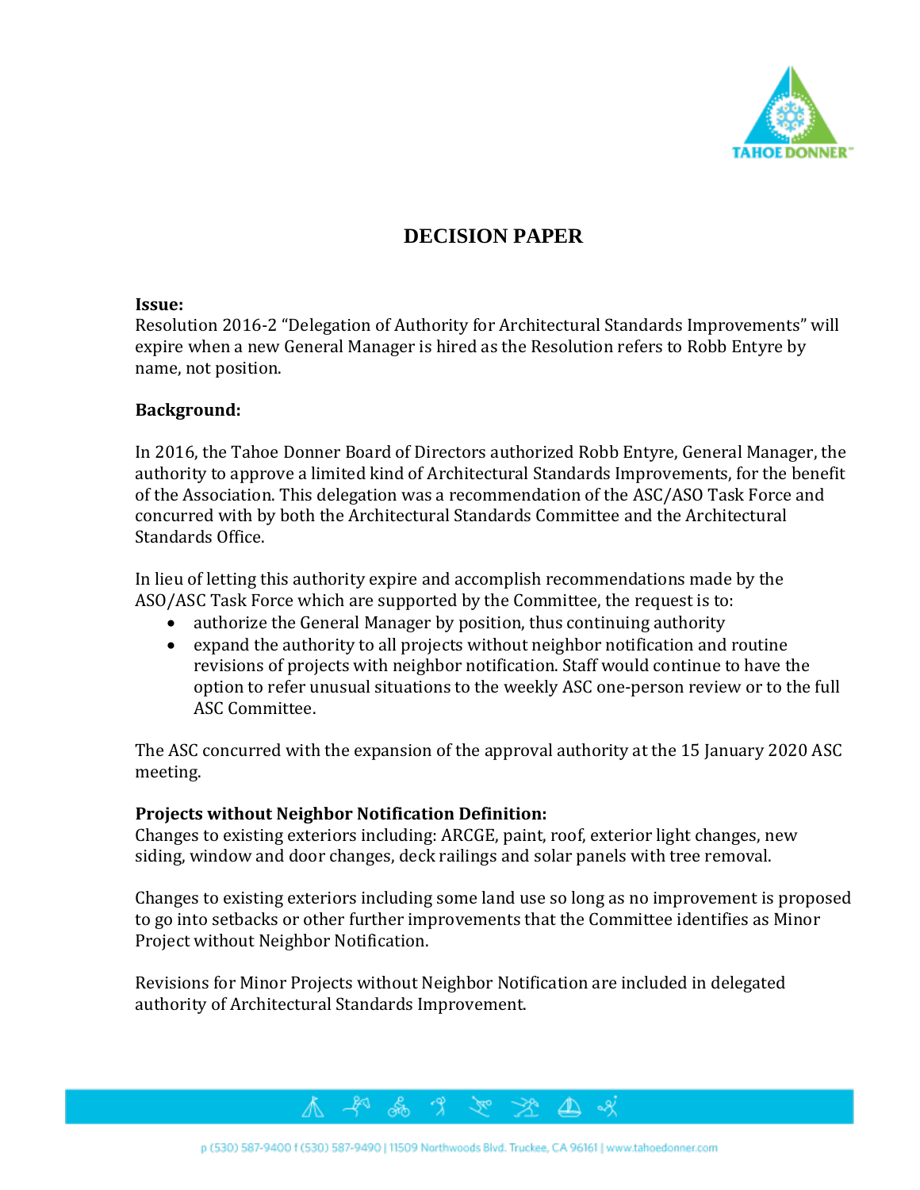# DECISION PAPER

**Issue:**
Resolution 2016-2 "Delegation of Authority for Architectural Standards Improvements" will expire when a new General Manager is hired as the Resolution refers to Robb Entyre by name, not position.

**Background:**

In 2016, the Tahoe Donner Board of Directors authorized Robb Entyre, General Manager, the authority to approve a limited kind of Architectural Standards Improvements, for the benefit of the Association. This delegation was a recommendation of the ASC/ASO Task Force and concurred with by both the Architectural Standards Committee and the Architectural Standards Office.

In lieu of letting this authority expire and accomplish recommendations made by the ASO/ASC Task Force which are supported by the Committee, the request is to:

- authorize the General Manager by position, thus continuing authority
- expand the authority to all projects without neighbor notification and routine revisions of projects with neighbor notification. Staff would continue to have the option to refer unusual situations to the weekly ASC one-person review or to the full ASC Committee.

The ASC concurred with the expansion of the approval authority at the 15 January 2020 ASC meeting.

**Projects without Neighbor Notification Definition:**
Changes to existing exteriors including: ARCGE, paint, roof, exterior light changes, new siding, window and door changes, deck railings and solar panels with tree removal.

Changes to existing exteriors including some land use so long as no improvement is proposed to go into setbacks or other further improvements that the Committee identifies as Minor Project without Neighbor Notification.

Revisions for Minor Projects without Neighbor Notification are included in delegated authority of Architectural Standards Improvement.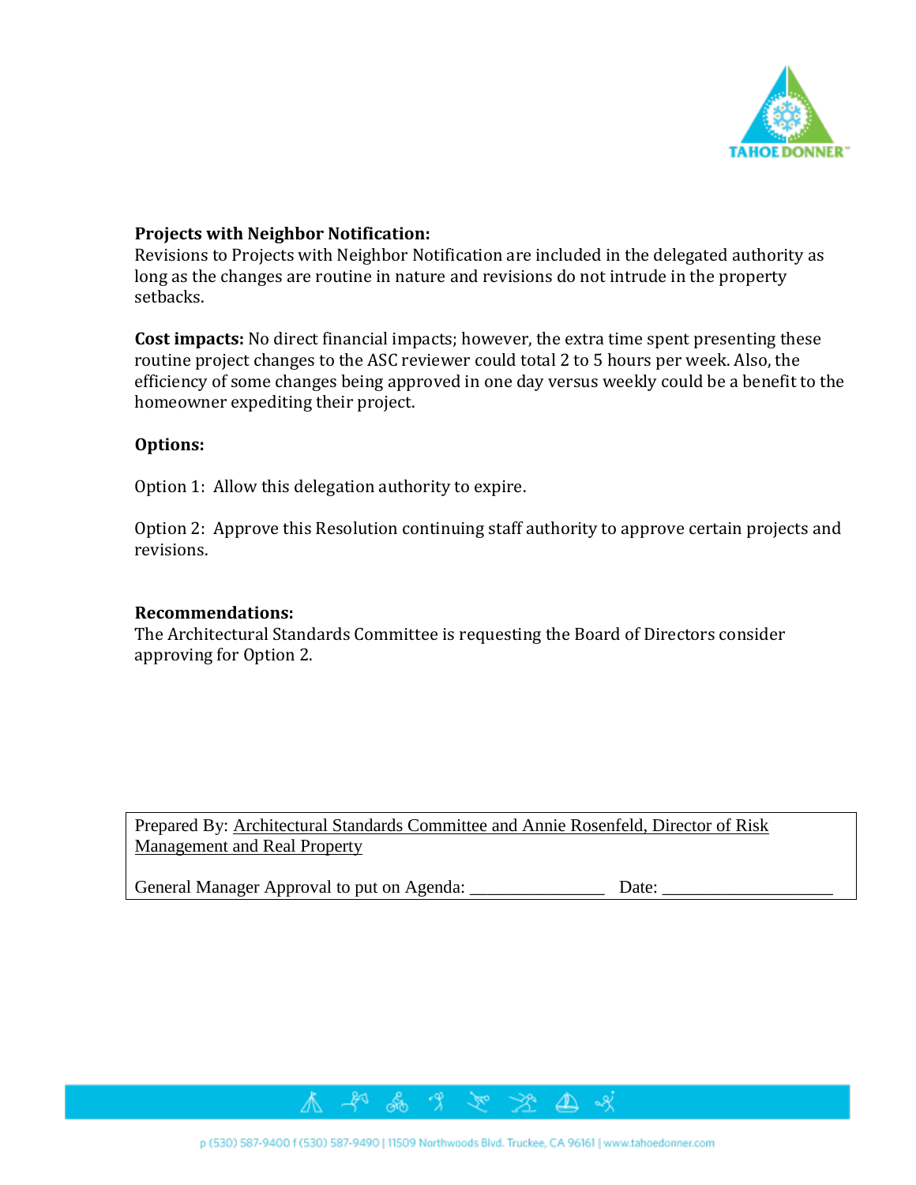**Projects with Neighbor Notification:**
Revisions to Projects with Neighbor Notification are included in the delegated authority as long as the changes are routine in nature and revisions do not intrude in the property setbacks.

**Cost impacts:** No direct financial impacts; however, the extra time spent presenting these routine project changes to the ASC reviewer could total 2 to 5 hours per week. Also, the efficiency of some changes being approved in one day versus weekly could be a benefit to the homeowner expediting their project.

**Options:**

Option 1: Allow this delegation authority to expire.

Option 2: Approve this Resolution continuing staff authority to approve certain projects and revisions.

**Recommendations:**
The Architectural Standards Committee is requesting the Board of Directors consider approving for Option 2.

Prepared By: Architectural Standards Committee and Annie Rosenfeld, Director of Risk Management and Real Property

General Manager Approval to put on Agenda: _______________ Date: ___________________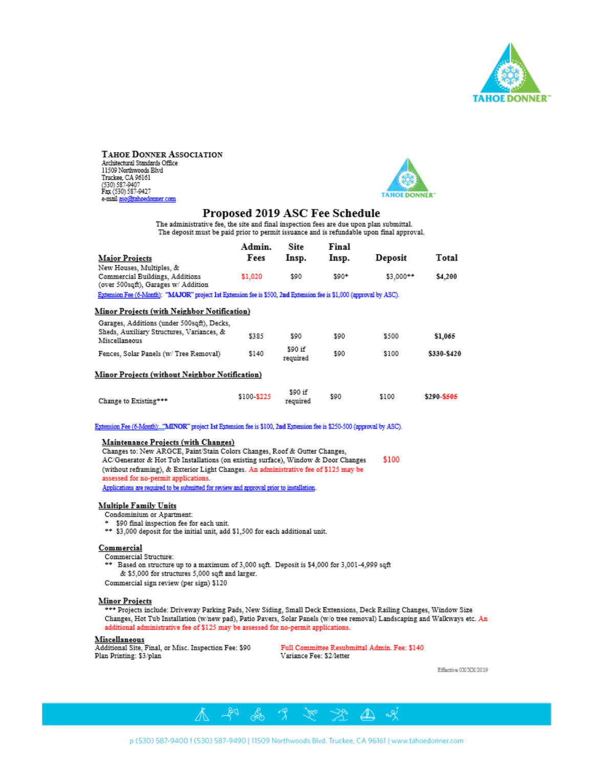**TAHOE DONNER ASSOCIATION**
Architectural Standards Office
11509 Northwoods Blvd
Truckee, CA 96161
(530) 587-9407
Fax (530) 587-9427
e-mail aso@tahoedonner.com

# Proposed 2019 ASC Fee Schedule

The administrative fee, the site and final inspection fees are due upon plan submittal.
The deposit must be paid prior to permit issuance and is refundable upon final approval.

| **Major Projects** | **Admin. Fees** | **Site Insp.** | **Final Insp.** | **Deposit** | **Total** |
|---|---|---|---|---|---|
| New Houses, Multiples, & Commercial Buildings, Additions (over 500sqft), Garages w/ Addition | $1,020 | $90 | $90* | $3,000** | **$4,200** |

Extension Fee (6-Month): "**MAJOR**" project **1st Extension** fee is **$500**, **2nd Extension** fee is **$1,000** (approval by ASC).

| **Minor Projects (with Neighbor Notification)** | | | | | |
|---|---|---|---|---|---|
| Garages, Additions (under 500sqft), Decks, Sheds, Auxiliary Structures, Variances, & Miscellaneous | $385 | $90 | $90 | $500 | **$1,065** |
| Fences, Solar Panels (w/ Tree Removal) | $140 | $90 if required | $90 | $100 | **$330-$420** |
| **Minor Projects (without Neighbor Notification)** | | | | | |
| Change to Existing*** | $100-$225 | $90 if required | $90 | $100 | **$290-$505** |

Extension Fee (6-Month): "**MINOR**" project **1st Extension** fee is **$100**, **2nd Extension** fee is **$250-500** (approval by ASC).

**Maintenance Projects (with Changes)**
Changes to: New ARGCE, Paint/Stain Colors Changes, Roof & Gutter Changes, AC/Generator & Hot Tub Installations (on existing surface), Window & Door Changes (without reframing), & Exterior Light Changes. An administrative fee of $125 may be assessed for no-permit applications. — $100

Applications are required to be submitted for review and approval prior to installation.

**Multiple Family Units**
Condominium or Apartment:
- \* $90 final inspection fee for each unit.
- \*\* $3,000 deposit for the initial unit, add $1,500 for each additional unit.

**Commercial**
Commercial Structure:
- \*\* Based on structure up to a maximum of 3,000 sqft. Deposit is $4,000 for 3,001-4,999 sqft & $5,000 for structures 5,000 sqft and larger.

Commercial sign review (per sign) $120

**Minor Projects**
\*\*\* Projects include: Driveway Parking Pads, New Siding, Small Deck Extensions, Deck Railing Changes, Window Size Changes, Hot Tub Installation (w/new pad), Patio Pavers, Solar Panels (w/o tree removal) Landscaping and Walkways etc. An additional administrative fee of $125 may be assessed for no-permit applications.

**Miscellaneous**
Additional Site, Final, or Misc. Inspection Fee: $90
Plan Printing: $3/plan
Full Committee Resubmittal Admin. Fee: $140
Variance Fee: $2/letter

Effective 0X/XX/2019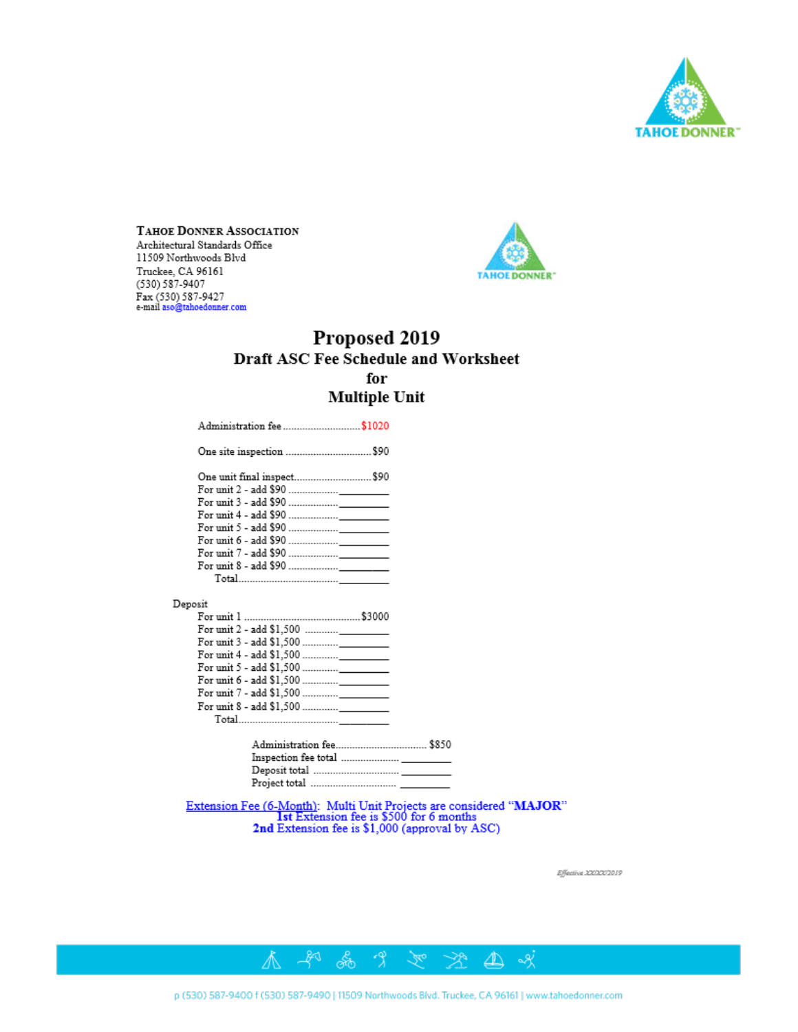**TAHOE DONNER ASSOCIATION**
Architectural Standards Office
11509 Northwoods Blvd
Truckee, CA 96161
(530) 587-9407
Fax (530) 587-9427
e-mail aso@tahoedonner.com

# Proposed 2019

## Draft ASC Fee Schedule and Worksheet for Multiple Unit

Administration fee ............................ $1020

One site inspection ............................... $90

One unit final inspect............................ $90
For unit 2 - add $90 ................. _________
For unit 3 - add $90 ................. _________
For unit 4 - add $90 ................. _________
For unit 5 - add $90 ................. _________
For unit 6 - add $90 ................. _________
For unit 7 - add $90 ................. _________
For unit 8 - add $90 ................. _________
Total..................................... _________

Deposit
For unit 1 .......................................... $3000
For unit 2 - add $1,500 ............ _________
For unit 3 - add $1,500 ............ _________
For unit 4 - add $1,500 ............ _________
For unit 5 - add $1,500 ............ _________
For unit 6 - add $1,500 ............ _________
For unit 7 - add $1,500 ............ _________
For unit 8 - add $1,500 ............ _________
Total..................................... _________

Administration fee................................. $850
Inspection fee total ..................... _________
Deposit total ............................... _________
Project total ............................... _________

Extension Fee (6-Month): Multi Unit Projects are considered "**MAJOR**"
**1st** Extension fee is $500 for 6 months
**2nd** Extension fee is $1,000 (approval by ASC)

*Effective XX/XX/2019*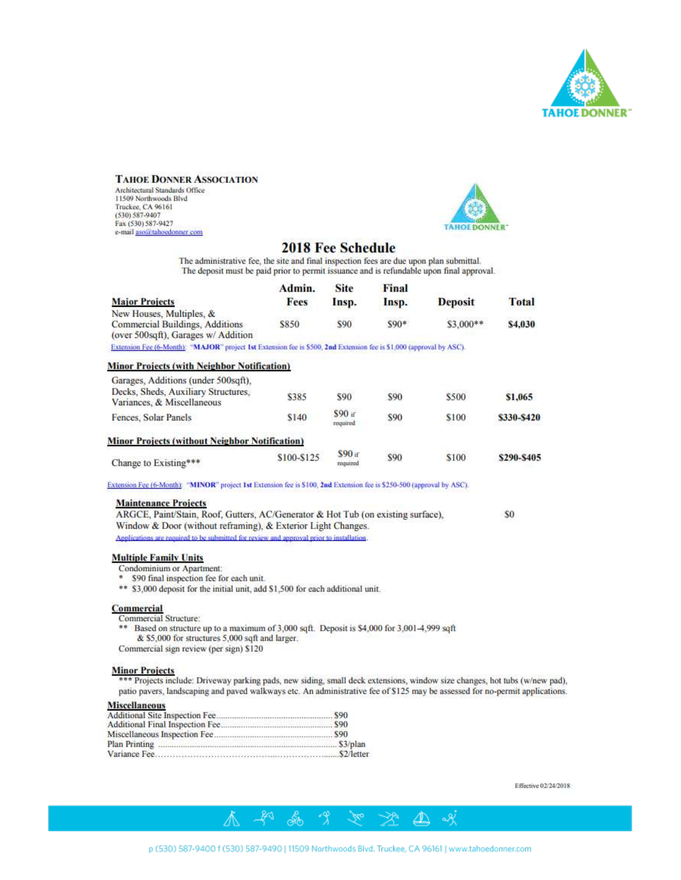**TAHOE DONNER ASSOCIATION**
Architectural Standards Office
11509 Northwoods Blvd
Truckee, CA 96161
(530) 587-9407
Fax (530) 587-9427
e-mail aso@tahoedonner.com

# 2018 Fee Schedule

The administrative fee, the site and final inspection fees are due upon plan submittal.
The deposit must be paid prior to permit issuance and is refundable upon final approval.

| Major Projects | Admin. Fees | Site Insp. | Final Insp. | Deposit | Total |
|---|---|---|---|---|---|
| New Houses, Multiples, & Commercial Buildings, Additions (over 500sqft), Garages w/ Addition | $850 | $90 | $90* | $3,000** | **$4,030** |

Extension Fee (6-Month): "**MAJOR**" project **1st** Extension fee is $500, **2nd** Extension fee is $1,000 (approval by ASC).

| Minor Projects (with Neighbor Notification) | Admin. Fees | Site Insp. | Final Insp. | Deposit | Total |
|---|---|---|---|---|---|
| Garages, Additions (under 500sqft), Decks, Sheds, Auxiliary Structures, Variances, & Miscellaneous | $385 | $90 | $90 | $500 | **$1,065** |
| Fences, Solar Panels | $140 | $90 if required | $90 | $100 | **$330-$420** |

| Minor Projects (without Neighbor Notification) | Admin. Fees | Site Insp. | Final Insp. | Deposit | Total |
|---|---|---|---|---|---|
| Change to Existing*** | $100-$125 | $90 if required | $90 | $100 | **$290-$405** |

Extension Fee (6-Month): "**MINOR**" project **1st** Extension fee is $100, **2nd** Extension fee is $250-500 (approval by ASC).

**Maintenance Projects**

ARGCE, Paint/Stain, Roof, Gutters, AC/Generator & Hot Tub (on existing surface), Window & Door (without reframing), & Exterior Light Changes. — $0

Applications are required to be submitted for review and approval prior to installation.

**Multiple Family Units**

Condominium or Apartment:
- \* $90 final inspection fee for each unit.
- \*\* $3,000 deposit for the initial unit, add $1,500 for each additional unit.

**Commercial**

Commercial Structure:
- \*\* Based on structure up to a maximum of 3,000 sqft. Deposit is $4,000 for 3,001-4,999 sqft & $5,000 for structures 5,000 sqft and larger.

Commercial sign review (per sign) $120

**Minor Projects**

\*\*\* Projects include: Driveway parking pads, new siding, small deck extensions, window size changes, hot tubs (w/new pad), patio pavers, landscaping and paved walkways etc. An administrative fee of $125 may be assessed for no-permit applications.

**Miscellaneous**

| | |
|---|---|
| Additional Site Inspection Fee | $90 |
| Additional Final Inspection Fee | $90 |
| Miscellaneous Inspection Fee | $90 |
| Plan Printing | $3/plan |
| Variance Fee | $2/letter |

Effective 02/24/2018

p (530) 587-9400 f (530) 587-9490 | 11509 Northwoods Blvd. Truckee, CA 96161 | www.tahoedonner.com